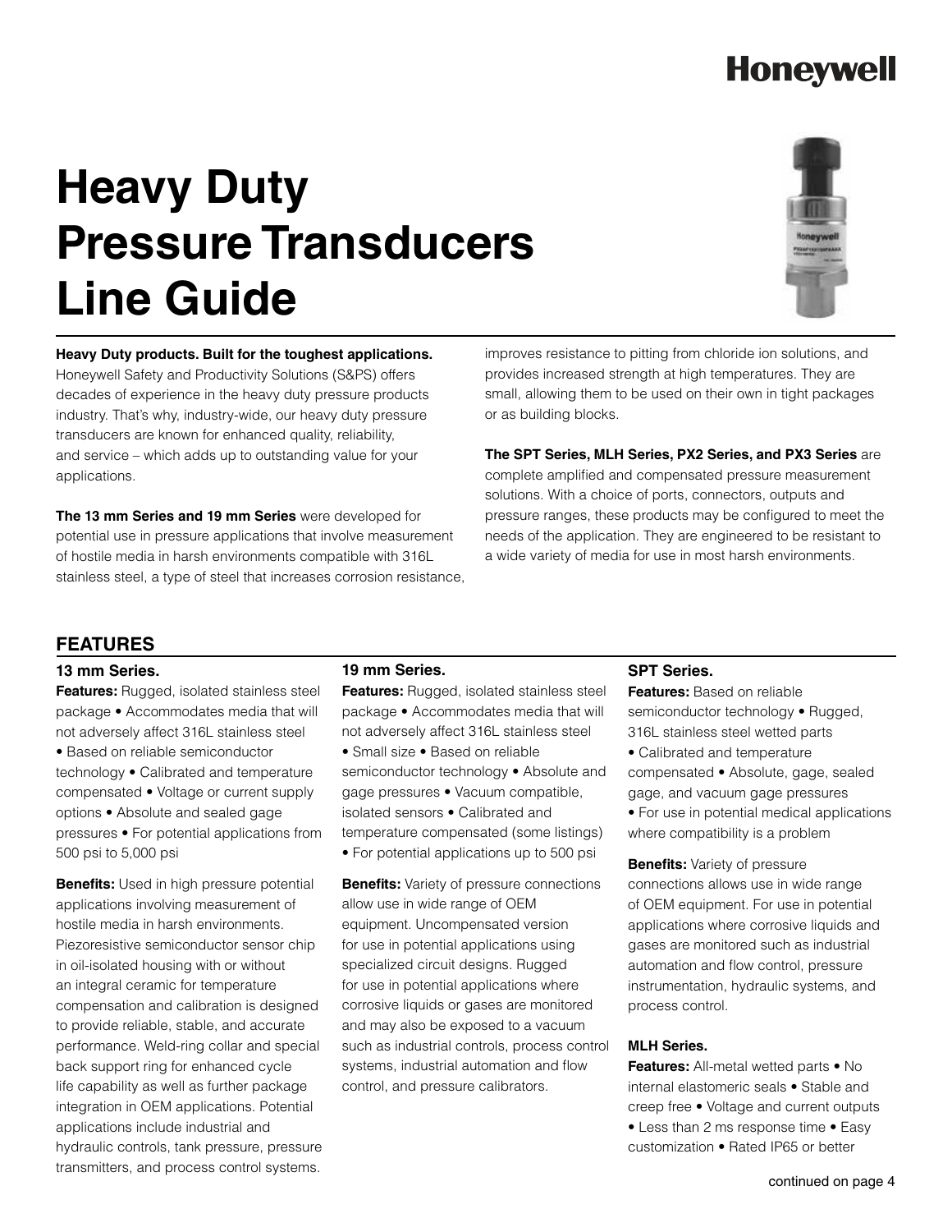Honeywell

# Heavy Duty Pressure Transducers Line Guide

**Heavy Duty products. Built for the toughest applications.** Honeywell Safety and Productivity Solutions (S&PS) offers decades of experience in the heavy duty pressure products industry. That's why, industry-wide, our heavy duty pressure transducers are known for enhanced quality, reliability, and service – which adds up to outstanding value for your applications.

**The 13 mm Series and 19 mm Series** were developed for potential use in pressure applications that involve measurement of hostile media in harsh environments compatible with 316L stainless steel, a type of steel that increases corrosion resistance, improves resistance to pitting from chloride ion solutions, and provides increased strength at high temperatures. They are small, allowing them to be used on their own in tight packages or as building blocks.

**The SPT Series, MLH Series, PX2 Series, and PX3 Series** are complete amplified and compensated pressure measurement solutions. With a choice of ports, connectors, outputs and pressure ranges, these products may be configured to meet the needs of the application. They are engineered to be resistant to a wide variety of media for use in most harsh environments.

## FEATURES

### 13 mm Series.

**Features:** Rugged, isolated stainless steel package • Accommodates media that will not adversely affect 316L stainless steel • Based on reliable semiconductor technology • Calibrated and temperature compensated • Voltage or current supply options • Absolute and sealed gage pressures • For potential applications from 500 psi to 5,000 psi

**Benefits:** Used in high pressure potential applications involving measurement of hostile media in harsh environments. Piezoresistive semiconductor sensor chip in oil-isolated housing with or without an integral ceramic for temperature compensation and calibration is designed to provide reliable, stable, and accurate performance. Weld-ring collar and special back support ring for enhanced cycle life capability as well as further package integration in OEM applications. Potential applications include industrial and hydraulic controls, tank pressure, pressure transmitters, and process control systems.

### 19 mm Series.

**Features:** Rugged, isolated stainless steel package • Accommodates media that will not adversely affect 316L stainless steel • Small size • Based on reliable semiconductor technology • Absolute and gage pressures • Vacuum compatible, isolated sensors • Calibrated and temperature compensated (some listings) • For potential applications up to 500 psi

**Benefits:** Variety of pressure connections allow use in wide range of OEM equipment. Uncompensated version for use in potential applications using specialized circuit designs. Rugged for use in potential applications where corrosive liquids or gases are monitored and may also be exposed to a vacuum such as industrial controls, process control systems, industrial automation and flow control, and pressure calibrators.

### SPT Series.

**Features:** Based on reliable semiconductor technology • Rugged, 316L stainless steel wetted parts • Calibrated and temperature compensated • Absolute, gage, sealed gage, and vacuum gage pressures • For use in potential medical applications where compatibility is a problem

**Benefits:** Variety of pressure connections allows use in wide range of OEM equipment. For use in potential applications where corrosive liquids and gases are monitored such as industrial automation and flow control, pressure instrumentation, hydraulic systems, and process control.

### MLH Series.

**Features:** All-metal wetted parts • No internal elastomeric seals • Stable and creep free • Voltage and current outputs • Less than 2 ms response time • Easy customization • Rated IP65 or better

continued on page 4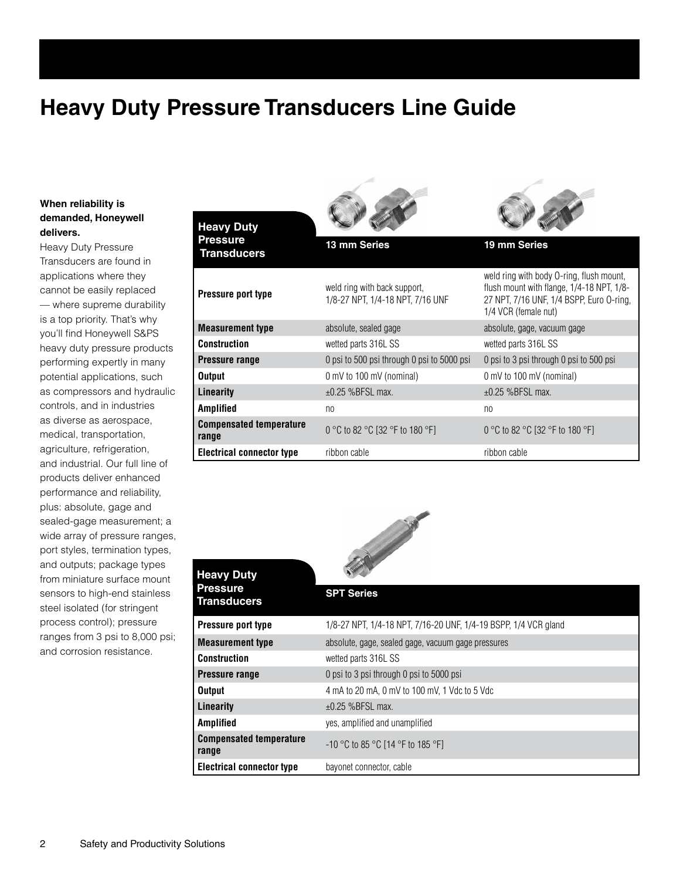# Heavy Duty Pressure Transducers Line Guide

**When reliability is demanded, Honeywell delivers.**

Heavy Duty Pressure Transducers are found in applications where they cannot be easily replaced — where supreme durability is a top priority. That's why you'll find Honeywell S&PS heavy duty pressure products performing expertly in many potential applications, such as compressors and hydraulic controls, and in industries as diverse as aerospace, medical, transportation, agriculture, refrigeration, and industrial. Our full line of products deliver enhanced performance and reliability, plus: absolute, gage and sealed-gage measurement; a wide array of pressure ranges, port styles, termination types, and outputs; package types from miniature surface mount sensors to high-end stainless steel isolated (for stringent process control); pressure ranges from 3 psi to 8,000 psi; and corrosion resistance.

| Heavy Duty Pressure Transducers | 13 mm Series | 19 mm Series |
|---|---|---|
| **Pressure port type** | weld ring with back support, 1/8-27 NPT, 1/4-18 NPT, 7/16 UNF | weld ring with body O-ring, flush mount, flush mount with flange, 1/4-18 NPT, 1/8-27 NPT, 7/16 UNF, 1/4 BSPP, Euro O-ring, 1/4 VCR (female nut) |
| **Measurement type** | absolute, sealed gage | absolute, gage, vacuum gage |
| **Construction** | wetted parts 316L SS | wetted parts 316L SS |
| **Pressure range** | 0 psi to 500 psi through 0 psi to 5000 psi | 0 psi to 3 psi through 0 psi to 500 psi |
| **Output** | 0 mV to 100 mV (nominal) | 0 mV to 100 mV (nominal) |
| **Linearity** | ±0.25 %BFSL max. | ±0.25 %BFSL max. |
| **Amplified** | no | no |
| **Compensated temperature range** | 0 °C to 82 °C [32 °F to 180 °F] | 0 °C to 82 °C [32 °F to 180 °F] |
| **Electrical connector type** | ribbon cable | ribbon cable |

| Heavy Duty Pressure Transducers | SPT Series |
|---|---|
| **Pressure port type** | 1/8-27 NPT, 1/4-18 NPT, 7/16-20 UNF, 1/4-19 BSPP, 1/4 VCR gland |
| **Measurement type** | absolute, gage, sealed gage, vacuum gage pressures |
| **Construction** | wetted parts 316L SS |
| **Pressure range** | 0 psi to 3 psi through 0 psi to 5000 psi |
| **Output** | 4 mA to 20 mA, 0 mV to 100 mV, 1 Vdc to 5 Vdc |
| **Linearity** | ±0.25 %BFSL max. |
| **Amplified** | yes, amplified and unamplified |
| **Compensated temperature range** | -10 °C to 85 °C [14 °F to 185 °F] |
| **Electrical connector type** | bayonet connector, cable |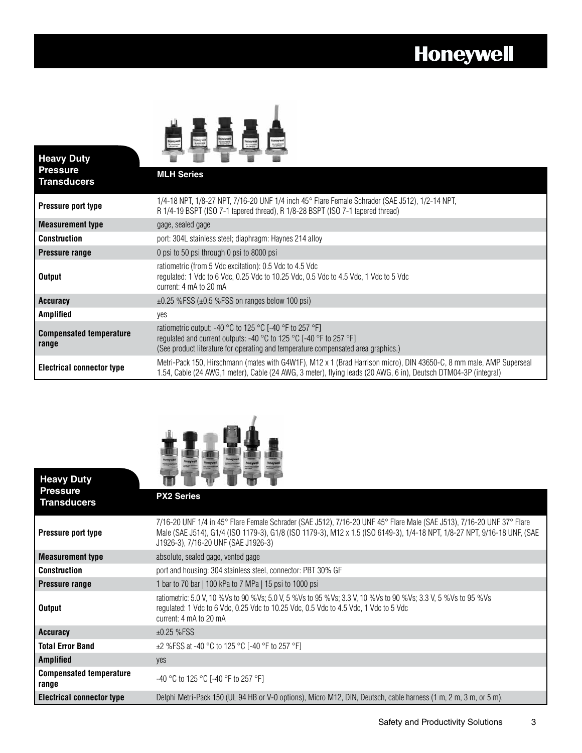## Heavy Duty Pressure Transducers

| Heavy Duty Pressure Transducers | MLH Series |
|---|---|
| **Pressure port type** | 1/4-18 NPT, 1/8-27 NPT, 7/16-20 UNF 1/4 inch 45° Flare Female Schrader (SAE J512), 1/2-14 NPT, R 1/4-19 BSPT (ISO 7-1 tapered thread), R 1/8-28 BSPT (ISO 7-1 tapered thread) |
| **Measurement type** | gage, sealed gage |
| **Construction** | port: 304L stainless steel; diaphragm: Haynes 214 alloy |
| **Pressure range** | 0 psi to 50 psi through 0 psi to 8000 psi |
| **Output** | ratiometric (from 5 Vdc excitation): 0.5 Vdc to 4.5 Vdc<br>regulated: 1 Vdc to 6 Vdc, 0.25 Vdc to 10.25 Vdc, 0.5 Vdc to 4.5 Vdc, 1 Vdc to 5 Vdc<br>current: 4 mA to 20 mA |
| **Accuracy** | ±0.25 %FSS (±0.5 %FSS on ranges below 100 psi) |
| **Amplified** | yes |
| **Compensated temperature range** | ratiometric output: -40 °C to 125 °C [-40 °F to 257 °F]<br>regulated and current outputs: -40 °C to 125 °C [-40 °F to 257 °F]<br>(See product literature for operating and temperature compensated area graphics.) |
| **Electrical connector type** | Metri-Pack 150, Hirschmann (mates with G4W1F), M12 x 1 (Brad Harrison micro), DIN 43650-C, 8 mm male, AMP Superseal 1.54, Cable (24 AWG,1 meter), Cable (24 AWG, 3 meter), flying leads (20 AWG, 6 in), Deutsch DTM04-3P (integral) |

## Heavy Duty Pressure Transducers

| Heavy Duty Pressure Transducers | PX2 Series |
|---|---|
| **Pressure port type** | 7/16-20 UNF 1/4 in 45° Flare Female Schrader (SAE J512), 7/16-20 UNF 45° Flare Male (SAE J513), 7/16-20 UNF 37° Flare Male (SAE J514), G1/4 (ISO 1179-3), G1/8 (ISO 1179-3), M12 x 1.5 (ISO 6149-3), 1/4-18 NPT, 1/8-27 NPT, 9/16-18 UNF, (SAE J1926-3), 7/16-20 UNF (SAE J1926-3) |
| **Measurement type** | absolute, sealed gage, vented gage |
| **Construction** | port and housing: 304 stainless steel, connector: PBT 30% GF |
| **Pressure range** | 1 bar to 70 bar \| 100 kPa to 7 MPa \| 15 psi to 1000 psi |
| **Output** | ratiometric: 5.0 V, 10 %Vs to 90 %Vs; 5.0 V, 5 %Vs to 95 %Vs; 3.3 V, 10 %Vs to 90 %Vs; 3.3 V, 5 %Vs to 95 %Vs<br>regulated: 1 Vdc to 6 Vdc, 0.25 Vdc to 10.25 Vdc, 0.5 Vdc to 4.5 Vdc, 1 Vdc to 5 Vdc<br>current: 4 mA to 20 mA |
| **Accuracy** | ±0.25 %FSS |
| **Total Error Band** | ±2 %FSS at -40 °C to 125 °C [-40 °F to 257 °F] |
| **Amplified** | yes |
| **Compensated temperature range** | -40 °C to 125 °C [-40 °F to 257 °F] |
| **Electrical connector type** | Delphi Metri-Pack 150 (UL 94 HB or V-0 options), Micro M12, DIN, Deutsch, cable harness (1 m, 2 m, 3 m, or 5 m). |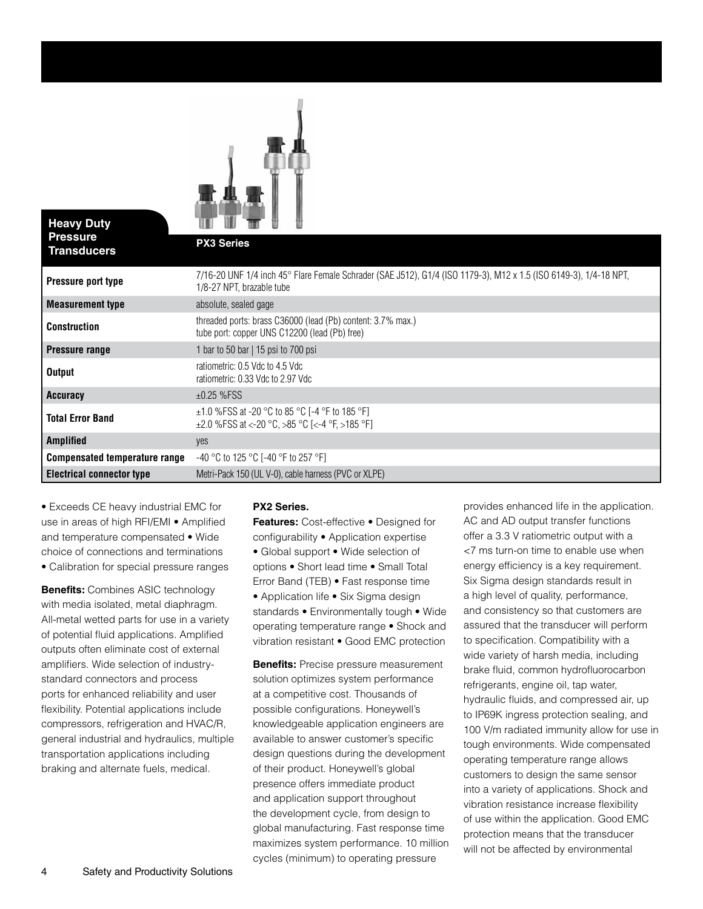## Heavy Duty Pressure Transducers

| | PX3 Series |
|---|---|
| **Pressure port type** | 7/16-20 UNF 1/4 inch 45° Flare Female Schrader (SAE J512), G1/4 (ISO 1179-3), M12 x 1.5 (ISO 6149-3), 1/4-18 NPT, 1/8-27 NPT, brazable tube |
| **Measurement type** | absolute, sealed gage |
| **Construction** | threaded ports: brass C36000 (lead (Pb) content: 3.7% max.)<br>tube port: copper UNS C12200 (lead (Pb) free) |
| **Pressure range** | 1 bar to 50 bar \| 15 psi to 700 psi |
| **Output** | ratiometric: 0.5 Vdc to 4.5 Vdc<br>ratiometric: 0.33 Vdc to 2.97 Vdc |
| **Accuracy** | ±0.25 %FSS |
| **Total Error Band** | ±1.0 %FSS at -20 °C to 85 °C [-4 °F to 185 °F]<br>±2.0 %FSS at <-20 °C, >85 °C [<-4 °F, >185 °F] |
| **Amplified** | yes |
| **Compensated temperature range** | -40 °C to 125 °C [-40 °F to 257 °F] |
| **Electrical connector type** | Metri-Pack 150 (UL V-0), cable harness (PVC or XLPE) |

• Exceeds CE heavy industrial EMC for use in areas of high RFI/EMI • Amplified and temperature compensated • Wide choice of connections and terminations • Calibration for special pressure ranges

**Benefits:** Combines ASIC technology with media isolated, metal diaphragm. All-metal wetted parts for use in a variety of potential fluid applications. Amplified outputs often eliminate cost of external amplifiers. Wide selection of industry-standard connectors and process ports for enhanced reliability and user flexibility. Potential applications include compressors, refrigeration and HVAC/R, general industrial and hydraulics, multiple transportation applications including braking and alternate fuels, medical.

**PX2 Series.**

**Features:** Cost-effective • Designed for configurability • Application expertise • Global support • Wide selection of options • Short lead time • Small Total Error Band (TEB) • Fast response time • Application life • Six Sigma design standards • Environmentally tough • Wide operating temperature range • Shock and vibration resistant • Good EMC protection

**Benefits:** Precise pressure measurement solution optimizes system performance at a competitive cost. Thousands of possible configurations. Honeywell's knowledgeable application engineers are available to answer customer's specific design questions during the development of their product. Honeywell's global presence offers immediate product and application support throughout the development cycle, from design to global manufacturing. Fast response time maximizes system performance. 10 million cycles (minimum) to operating pressure provides enhanced life in the application. AC and AD output transfer functions offer a 3.3 V ratiometric output with a <7 ms turn-on time to enable use when energy efficiency is a key requirement. Six Sigma design standards result in a high level of quality, performance, and consistency so that customers are assured that the transducer will perform to specification. Compatibility with a wide variety of harsh media, including brake fluid, common hydrofluorocarbon refrigerants, engine oil, tap water, hydraulic fluids, and compressed air, up to IP69K ingress protection sealing, and 100 V/m radiated immunity allow for use in tough environments. Wide compensated operating temperature range allows customers to design the same sensor into a variety of applications. Shock and vibration resistance increase flexibility of use within the application. Good EMC protection means that the transducer will not be affected by environmental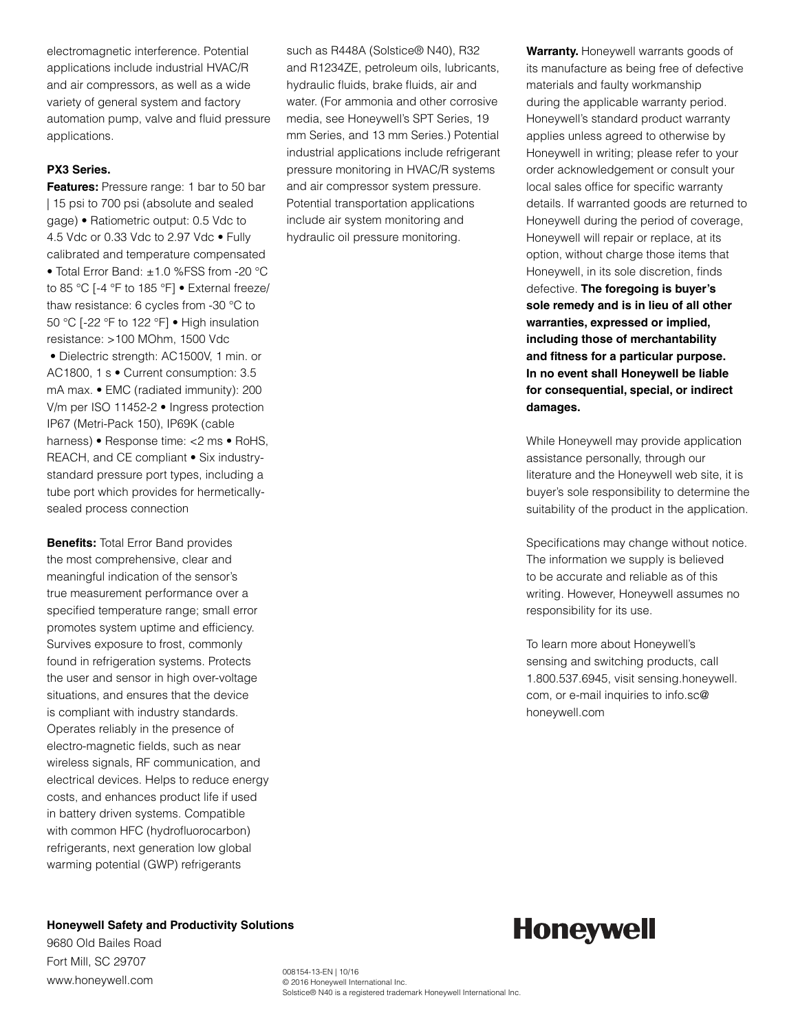electromagnetic interference. Potential applications include industrial HVAC/R and air compressors, as well as a wide variety of general system and factory automation pump, valve and fluid pressure applications.

**PX3 Series.**

**Features:** Pressure range: 1 bar to 50 bar | 15 psi to 700 psi (absolute and sealed gage) • Ratiometric output: 0.5 Vdc to 4.5 Vdc or 0.33 Vdc to 2.97 Vdc • Fully calibrated and temperature compensated • Total Error Band: ±1.0 %FSS from -20 °C to 85 °C [-4 °F to 185 °F] • External freeze/thaw resistance: 6 cycles from -30 °C to 50 °C [-22 °F to 122 °F] • High insulation resistance: >100 MOhm, 1500 Vdc • Dielectric strength: AC1500V, 1 min. or AC1800, 1 s • Current consumption: 3.5 mA max. • EMC (radiated immunity): 200 V/m per ISO 11452-2 • Ingress protection IP67 (Metri-Pack 150), IP69K (cable harness) • Response time: <2 ms • RoHS, REACH, and CE compliant • Six industry-standard pressure port types, including a tube port which provides for hermetically-sealed process connection

**Benefits:** Total Error Band provides the most comprehensive, clear and meaningful indication of the sensor's true measurement performance over a specified temperature range; small error promotes system uptime and efficiency. Survives exposure to frost, commonly found in refrigeration systems. Protects the user and sensor in high over-voltage situations, and ensures that the device is compliant with industry standards. Operates reliably in the presence of electro-magnetic fields, such as near wireless signals, RF communication, and electrical devices. Helps to reduce energy costs, and enhances product life if used in battery driven systems. Compatible with common HFC (hydrofluorocarbon) refrigerants, next generation low global warming potential (GWP) refrigerants such as R448A (Solstice® N40), R32 and R1234ZE, petroleum oils, lubricants, hydraulic fluids, brake fluids, air and water. (For ammonia and other corrosive media, see Honeywell's SPT Series, 19 mm Series, and 13 mm Series.) Potential industrial applications include refrigerant pressure monitoring in HVAC/R systems and air compressor system pressure. Potential transportation applications include air system monitoring and hydraulic oil pressure monitoring.

**Warranty.** Honeywell warrants goods of its manufacture as being free of defective materials and faulty workmanship during the applicable warranty period. Honeywell's standard product warranty applies unless agreed to otherwise by Honeywell in writing; please refer to your order acknowledgement or consult your local sales office for specific warranty details. If warranted goods are returned to Honeywell during the period of coverage, Honeywell will repair or replace, at its option, without charge those items that Honeywell, in its sole discretion, finds defective. **The foregoing is buyer's sole remedy and is in lieu of all other warranties, expressed or implied, including those of merchantability and fitness for a particular purpose. In no event shall Honeywell be liable for consequential, special, or indirect damages.**

While Honeywell may provide application assistance personally, through our literature and the Honeywell web site, it is buyer's sole responsibility to determine the suitability of the product in the application.

Specifications may change without notice. The information we supply is believed to be accurate and reliable as of this writing. However, Honeywell assumes no responsibility for its use.

To learn more about Honeywell's sensing and switching products, call 1.800.537.6945, visit sensing.honeywell.com, or e-mail inquiries to info.sc@honeywell.com

**Honeywell Safety and Productivity Solutions**
9680 Old Bailes Road
Fort Mill, SC 29707
www.honeywell.com

**Honeywell**

008154-13-EN | 10/16
© 2016 Honeywell International Inc.
Solstice® N40 is a registered trademark Honeywell International Inc.